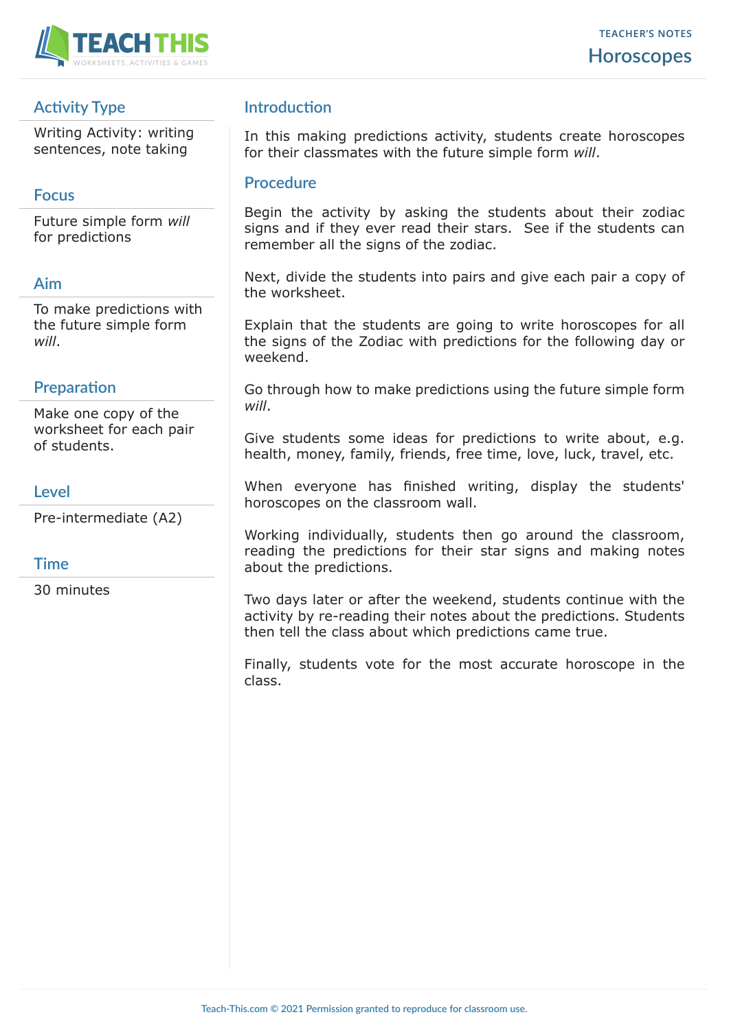TEACHER'S NOTES

# Horoscopes

## Activity Type

Writing Activity: writing sentences, note taking

## Focus

Future simple form *will* for predictions

## Aim

To make predictions with the future simple form *will*.

## Preparation

Make one copy of the worksheet for each pair of students.

## Level

Pre-intermediate (A2)

## Time

30 minutes

## Introduction

In this making predictions activity, students create horoscopes for their classmates with the future simple form *will*.

## Procedure

Begin the activity by asking the students about their zodiac signs and if they ever read their stars. See if the students can remember all the signs of the zodiac.

Next, divide the students into pairs and give each pair a copy of the worksheet.

Explain that the students are going to write horoscopes for all the signs of the Zodiac with predictions for the following day or weekend.

Go through how to make predictions using the future simple form *will*.

Give students some ideas for predictions to write about, e.g. health, money, family, friends, free time, love, luck, travel, etc.

When everyone has finished writing, display the students' horoscopes on the classroom wall.

Working individually, students then go around the classroom, reading the predictions for their star signs and making notes about the predictions.

Two days later or after the weekend, students continue with the activity by re-reading their notes about the predictions. Students then tell the class about which predictions came true.

Finally, students vote for the most accurate horoscope in the class.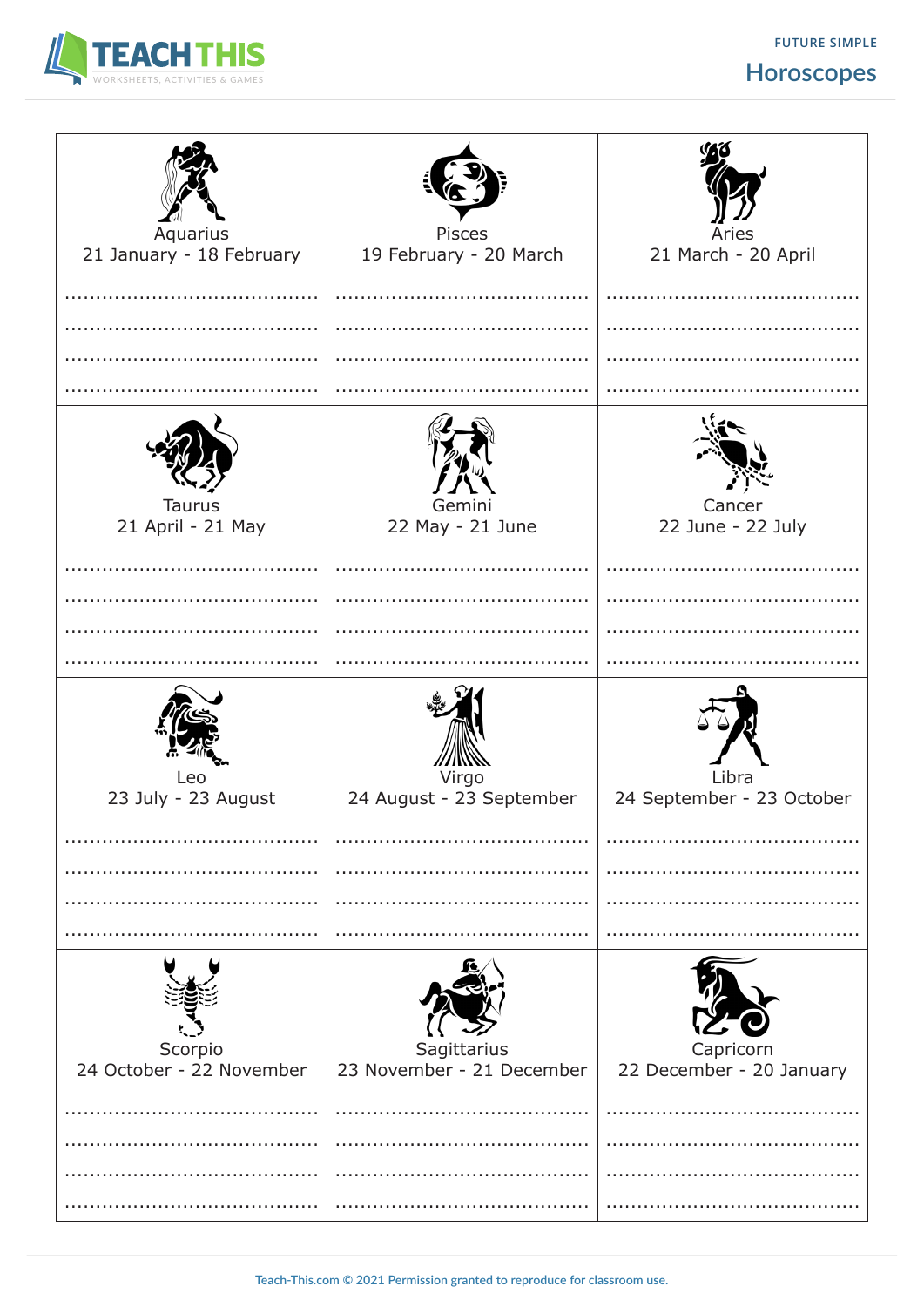FUTURE SIMPLE

# Horoscopes

| | | |
|---|---|---|
| Aquarius<br>21 January - 18 February<br><br>........................................<br>........................................<br>........................................<br>........................................ | Pisces<br>19 February - 20 March<br><br>........................................<br>........................................<br>........................................<br>........................................ | Aries<br>21 March - 20 April<br><br>........................................<br>........................................<br>........................................<br>........................................ |
| Taurus<br>21 April - 21 May<br><br>........................................<br>........................................<br>........................................<br>........................................ | Gemini<br>22 May - 21 June<br><br>........................................<br>........................................<br>........................................<br>........................................ | Cancer<br>22 June - 22 July<br><br>........................................<br>........................................<br>........................................<br>........................................ |
| Leo<br>23 July - 23 August<br><br>........................................<br>........................................<br>........................................<br>........................................ | Virgo<br>24 August - 23 September<br><br>........................................<br>........................................<br>........................................<br>........................................ | Libra<br>24 September - 23 October<br><br>........................................<br>........................................<br>........................................<br>........................................ |
| Scorpio<br>24 October - 22 November<br><br>........................................<br>........................................<br>........................................<br>........................................ | Sagittarius<br>23 November - 21 December<br><br>........................................<br>........................................<br>........................................<br>........................................ | Capricorn<br>22 December - 20 January<br><br>........................................<br>........................................<br>........................................<br>........................................ |

Teach-This.com © 2021 Permission granted to reproduce for classroom use.